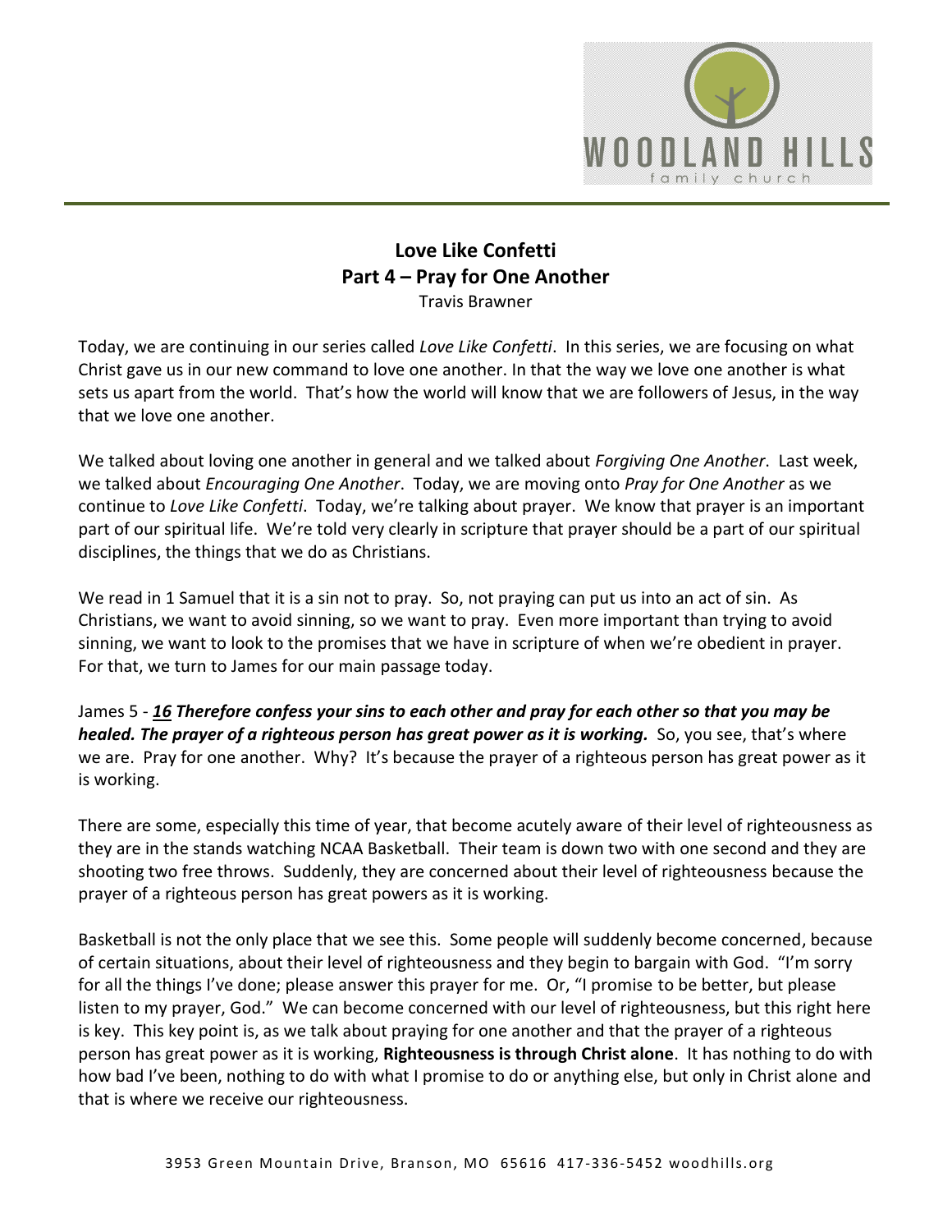# Love Like Confetti
## Part 4 – Pray for One Another
Travis Brawner

Today, we are continuing in our series called *Love Like Confetti*. In this series, we are focusing on what Christ gave us in our new command to love one another. In that the way we love one another is what sets us apart from the world. That's how the world will know that we are followers of Jesus, in the way that we love one another.

We talked about loving one another in general and we talked about *Forgiving One Another*. Last week, we talked about *Encouraging One Another*. Today, we are moving onto *Pray for One Another* as we continue to *Love Like Confetti*. Today, we're talking about prayer. We know that prayer is an important part of our spiritual life. We're told very clearly in scripture that prayer should be a part of our spiritual disciplines, the things that we do as Christians.

We read in 1 Samuel that it is a sin not to pray. So, not praying can put us into an act of sin. As Christians, we want to avoid sinning, so we want to pray. Even more important than trying to avoid sinning, we want to look to the promises that we have in scripture of when we're obedient in prayer. For that, we turn to James for our main passage today.

James 5 - ***16 Therefore confess your sins to each other and pray for each other so that you may be healed. The prayer of a righteous person has great power as it is working.*** So, you see, that's where we are. Pray for one another. Why? It's because the prayer of a righteous person has great power as it is working.

There are some, especially this time of year, that become acutely aware of their level of righteousness as they are in the stands watching NCAA Basketball. Their team is down two with one second and they are shooting two free throws. Suddenly, they are concerned about their level of righteousness because the prayer of a righteous person has great powers as it is working.

Basketball is not the only place that we see this. Some people will suddenly become concerned, because of certain situations, about their level of righteousness and they begin to bargain with God. "I'm sorry for all the things I've done; please answer this prayer for me. Or, "I promise to be better, but please listen to my prayer, God." We can become concerned with our level of righteousness, but this right here is key. This key point is, as we talk about praying for one another and that the prayer of a righteous person has great power as it is working, **Righteousness is through Christ alone**. It has nothing to do with how bad I've been, nothing to do with what I promise to do or anything else, but only in Christ alone and that is where we receive our righteousness.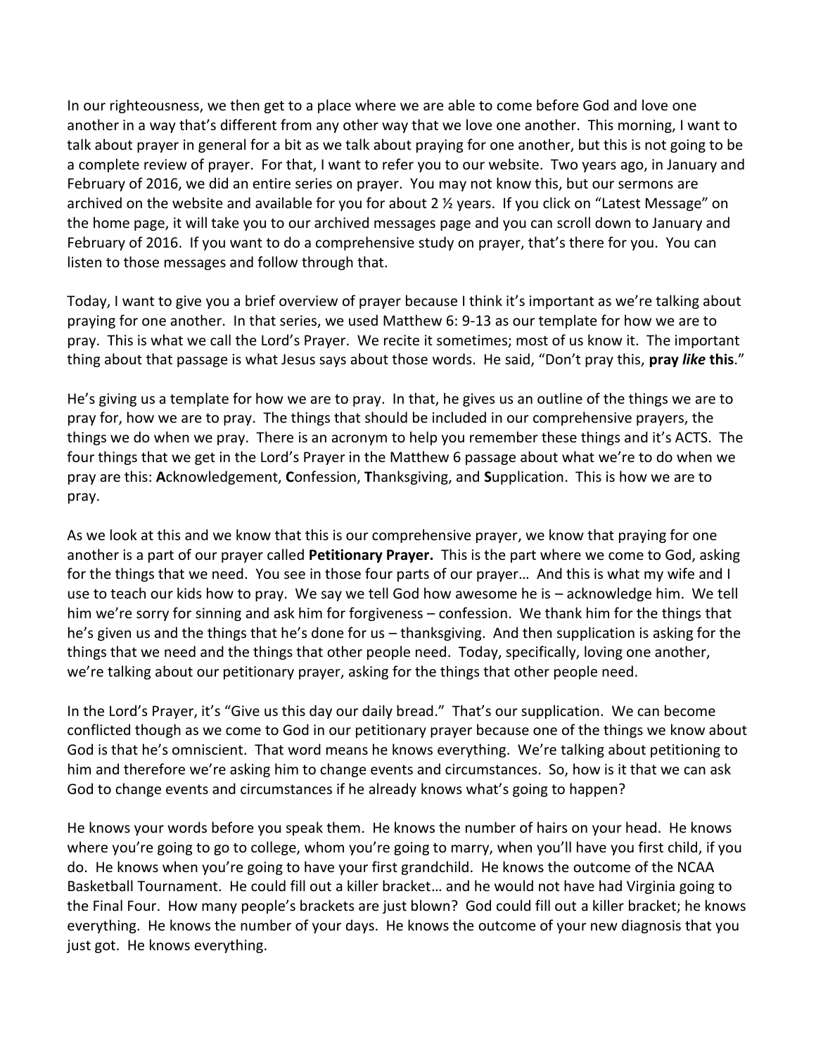In our righteousness, we then get to a place where we are able to come before God and love one another in a way that's different from any other way that we love one another. This morning, I want to talk about prayer in general for a bit as we talk about praying for one another, but this is not going to be a complete review of prayer. For that, I want to refer you to our website. Two years ago, in January and February of 2016, we did an entire series on prayer. You may not know this, but our sermons are archived on the website and available for you for about 2 ½ years. If you click on "Latest Message" on the home page, it will take you to our archived messages page and you can scroll down to January and February of 2016. If you want to do a comprehensive study on prayer, that's there for you. You can listen to those messages and follow through that.

Today, I want to give you a brief overview of prayer because I think it's important as we're talking about praying for one another. In that series, we used Matthew 6: 9-13 as our template for how we are to pray. This is what we call the Lord's Prayer. We recite it sometimes; most of us know it. The important thing about that passage is what Jesus says about those words. He said, "Don't pray this, **pray *like* this**."

He's giving us a template for how we are to pray. In that, he gives us an outline of the things we are to pray for, how we are to pray. The things that should be included in our comprehensive prayers, the things we do when we pray. There is an acronym to help you remember these things and it's ACTS. The four things that we get in the Lord's Prayer in the Matthew 6 passage about what we're to do when we pray are this: **A**cknowledgement, **C**onfession, **T**hanksgiving, and **S**upplication. This is how we are to pray.

As we look at this and we know that this is our comprehensive prayer, we know that praying for one another is a part of our prayer called **Petitionary Prayer.** This is the part where we come to God, asking for the things that we need. You see in those four parts of our prayer… And this is what my wife and I use to teach our kids how to pray. We say we tell God how awesome he is – acknowledge him. We tell him we're sorry for sinning and ask him for forgiveness – confession. We thank him for the things that he's given us and the things that he's done for us – thanksgiving. And then supplication is asking for the things that we need and the things that other people need. Today, specifically, loving one another, we're talking about our petitionary prayer, asking for the things that other people need.

In the Lord's Prayer, it's "Give us this day our daily bread." That's our supplication. We can become conflicted though as we come to God in our petitionary prayer because one of the things we know about God is that he's omniscient. That word means he knows everything. We're talking about petitioning to him and therefore we're asking him to change events and circumstances. So, how is it that we can ask God to change events and circumstances if he already knows what's going to happen?

He knows your words before you speak them. He knows the number of hairs on your head. He knows where you're going to go to college, whom you're going to marry, when you'll have you first child, if you do. He knows when you're going to have your first grandchild. He knows the outcome of the NCAA Basketball Tournament. He could fill out a killer bracket… and he would not have had Virginia going to the Final Four. How many people's brackets are just blown? God could fill out a killer bracket; he knows everything. He knows the number of your days. He knows the outcome of your new diagnosis that you just got. He knows everything.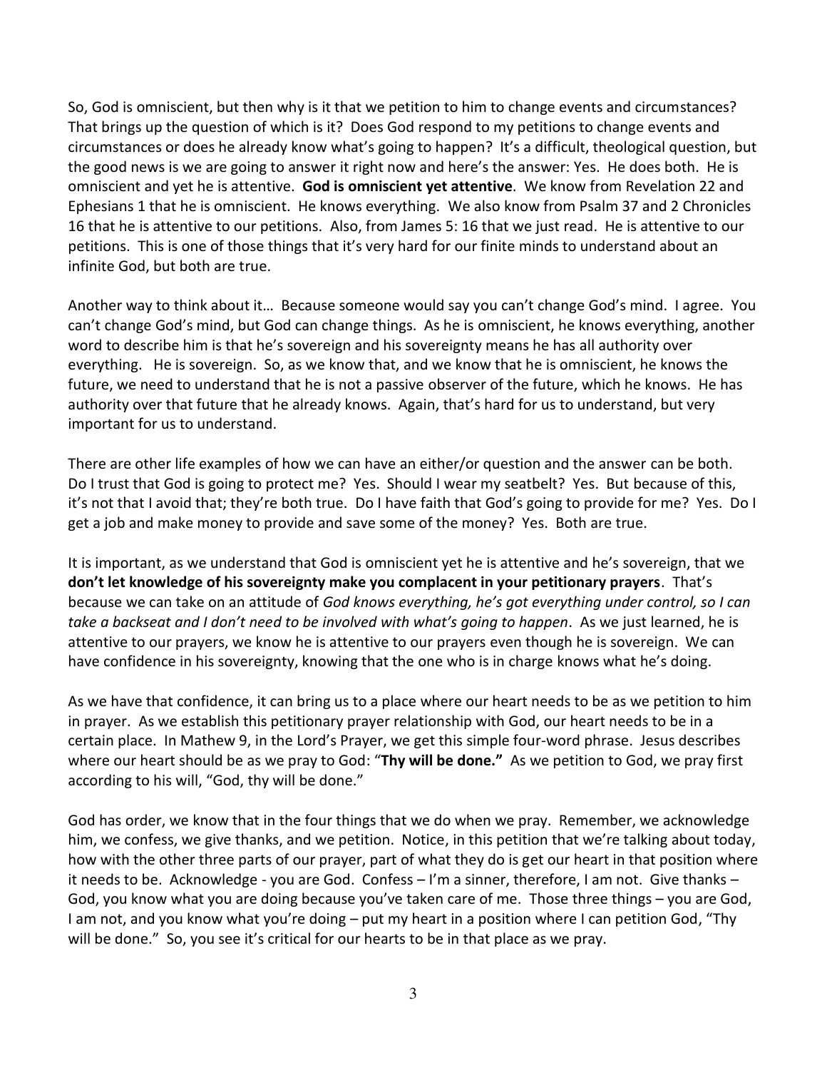So, God is omniscient, but then why is it that we petition to him to change events and circumstances? That brings up the question of which is it? Does God respond to my petitions to change events and circumstances or does he already know what's going to happen? It's a difficult, theological question, but the good news is we are going to answer it right now and here's the answer: Yes. He does both. He is omniscient and yet he is attentive. **God is omniscient yet attentive**. We know from Revelation 22 and Ephesians 1 that he is omniscient. He knows everything. We also know from Psalm 37 and 2 Chronicles 16 that he is attentive to our petitions. Also, from James 5: 16 that we just read. He is attentive to our petitions. This is one of those things that it's very hard for our finite minds to understand about an infinite God, but both are true.

Another way to think about it… Because someone would say you can't change God's mind. I agree. You can't change God's mind, but God can change things. As he is omniscient, he knows everything, another word to describe him is that he's sovereign and his sovereignty means he has all authority over everything. He is sovereign. So, as we know that, and we know that he is omniscient, he knows the future, we need to understand that he is not a passive observer of the future, which he knows. He has authority over that future that he already knows. Again, that's hard for us to understand, but very important for us to understand.

There are other life examples of how we can have an either/or question and the answer can be both. Do I trust that God is going to protect me? Yes. Should I wear my seatbelt? Yes. But because of this, it's not that I avoid that; they're both true. Do I have faith that God's going to provide for me? Yes. Do I get a job and make money to provide and save some of the money? Yes. Both are true.

It is important, as we understand that God is omniscient yet he is attentive and he's sovereign, that we **don't let knowledge of his sovereignty make you complacent in your petitionary prayers**. That's because we can take on an attitude of *God knows everything, he's got everything under control, so I can take a backseat and I don't need to be involved with what's going to happen*. As we just learned, he is attentive to our prayers, we know he is attentive to our prayers even though he is sovereign. We can have confidence in his sovereignty, knowing that the one who is in charge knows what he's doing.

As we have that confidence, it can bring us to a place where our heart needs to be as we petition to him in prayer. As we establish this petitionary prayer relationship with God, our heart needs to be in a certain place. In Mathew 9, in the Lord's Prayer, we get this simple four-word phrase. Jesus describes where our heart should be as we pray to God: "**Thy will be done."** As we petition to God, we pray first according to his will, "God, thy will be done."

God has order, we know that in the four things that we do when we pray. Remember, we acknowledge him, we confess, we give thanks, and we petition. Notice, in this petition that we're talking about today, how with the other three parts of our prayer, part of what they do is get our heart in that position where it needs to be. Acknowledge - you are God. Confess – I'm a sinner, therefore, I am not. Give thanks – God, you know what you are doing because you've taken care of me. Those three things – you are God, I am not, and you know what you're doing – put my heart in a position where I can petition God, "Thy will be done." So, you see it's critical for our hearts to be in that place as we pray.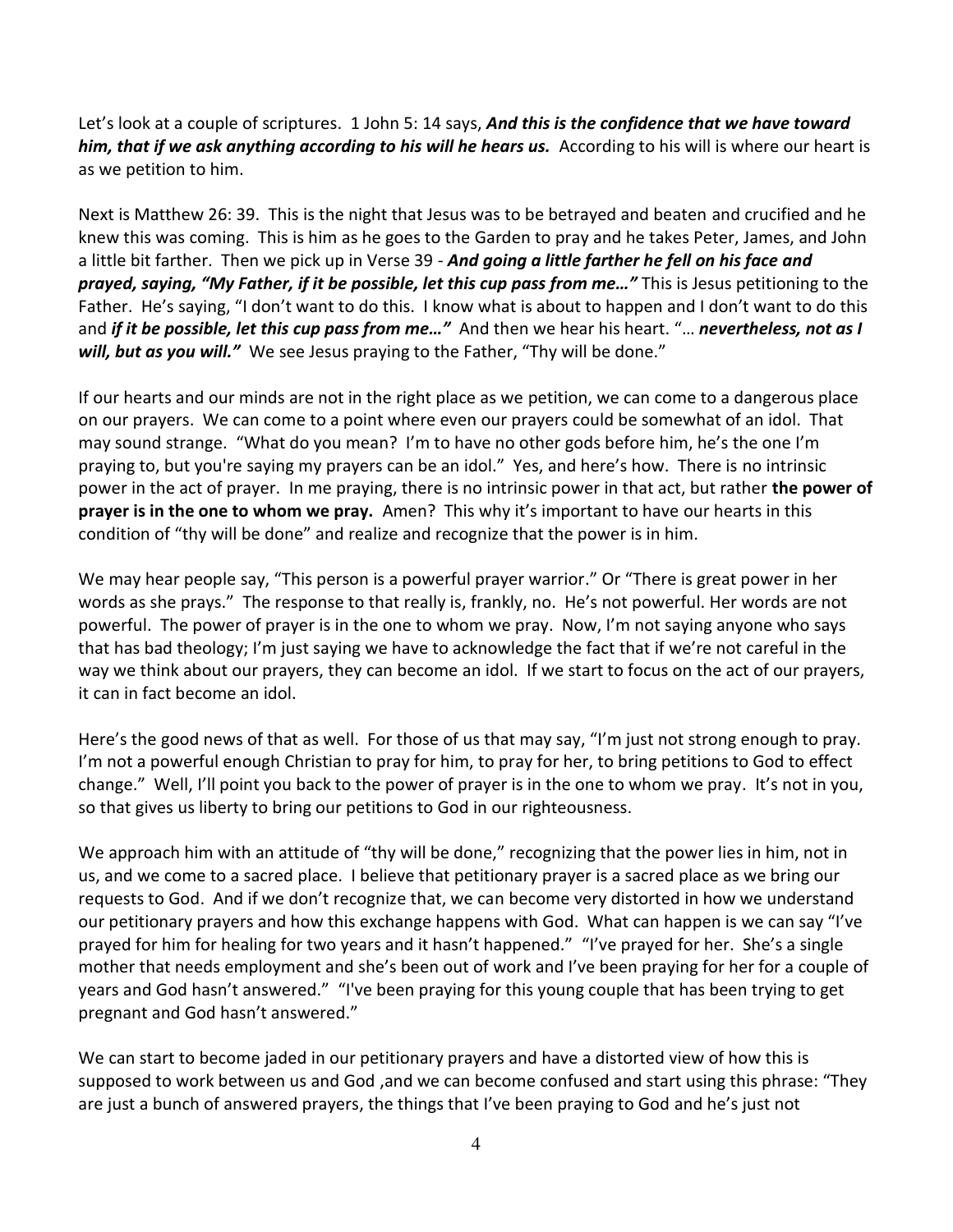Let's look at a couple of scriptures. 1 John 5: 14 says, ***And this is the confidence that we have toward him, that if we ask anything according to his will he hears us.*** According to his will is where our heart is as we petition to him.

Next is Matthew 26: 39. This is the night that Jesus was to be betrayed and beaten and crucified and he knew this was coming. This is him as he goes to the Garden to pray and he takes Peter, James, and John a little bit farther. Then we pick up in Verse 39 - ***And going a little farther he fell on his face and prayed, saying, "My Father, if it be possible, let this cup pass from me…"*** This is Jesus petitioning to the Father. He's saying, "I don't want to do this. I know what is about to happen and I don't want to do this and ***if it be possible, let this cup pass from me…"*** And then we hear his heart. "… ***nevertheless, not as I will, but as you will."*** We see Jesus praying to the Father, "Thy will be done."

If our hearts and our minds are not in the right place as we petition, we can come to a dangerous place on our prayers. We can come to a point where even our prayers could be somewhat of an idol. That may sound strange. "What do you mean? I'm to have no other gods before him, he's the one I'm praying to, but you're saying my prayers can be an idol." Yes, and here's how. There is no intrinsic power in the act of prayer. In me praying, there is no intrinsic power in that act, but rather **the power of prayer is in the one to whom we pray.** Amen? This why it's important to have our hearts in this condition of "thy will be done" and realize and recognize that the power is in him.

We may hear people say, "This person is a powerful prayer warrior." Or "There is great power in her words as she prays." The response to that really is, frankly, no. He's not powerful. Her words are not powerful. The power of prayer is in the one to whom we pray. Now, I'm not saying anyone who says that has bad theology; I'm just saying we have to acknowledge the fact that if we're not careful in the way we think about our prayers, they can become an idol. If we start to focus on the act of our prayers, it can in fact become an idol.

Here's the good news of that as well. For those of us that may say, "I'm just not strong enough to pray. I'm not a powerful enough Christian to pray for him, to pray for her, to bring petitions to God to effect change." Well, I'll point you back to the power of prayer is in the one to whom we pray. It's not in you, so that gives us liberty to bring our petitions to God in our righteousness.

We approach him with an attitude of "thy will be done," recognizing that the power lies in him, not in us, and we come to a sacred place. I believe that petitionary prayer is a sacred place as we bring our requests to God. And if we don't recognize that, we can become very distorted in how we understand our petitionary prayers and how this exchange happens with God. What can happen is we can say "I've prayed for him for healing for two years and it hasn't happened." "I've prayed for her. She's a single mother that needs employment and she's been out of work and I've been praying for her for a couple of years and God hasn't answered." "I've been praying for this young couple that has been trying to get pregnant and God hasn't answered."

We can start to become jaded in our petitionary prayers and have a distorted view of how this is supposed to work between us and God ,and we can become confused and start using this phrase: "They are just a bunch of answered prayers, the things that I've been praying to God and he's just not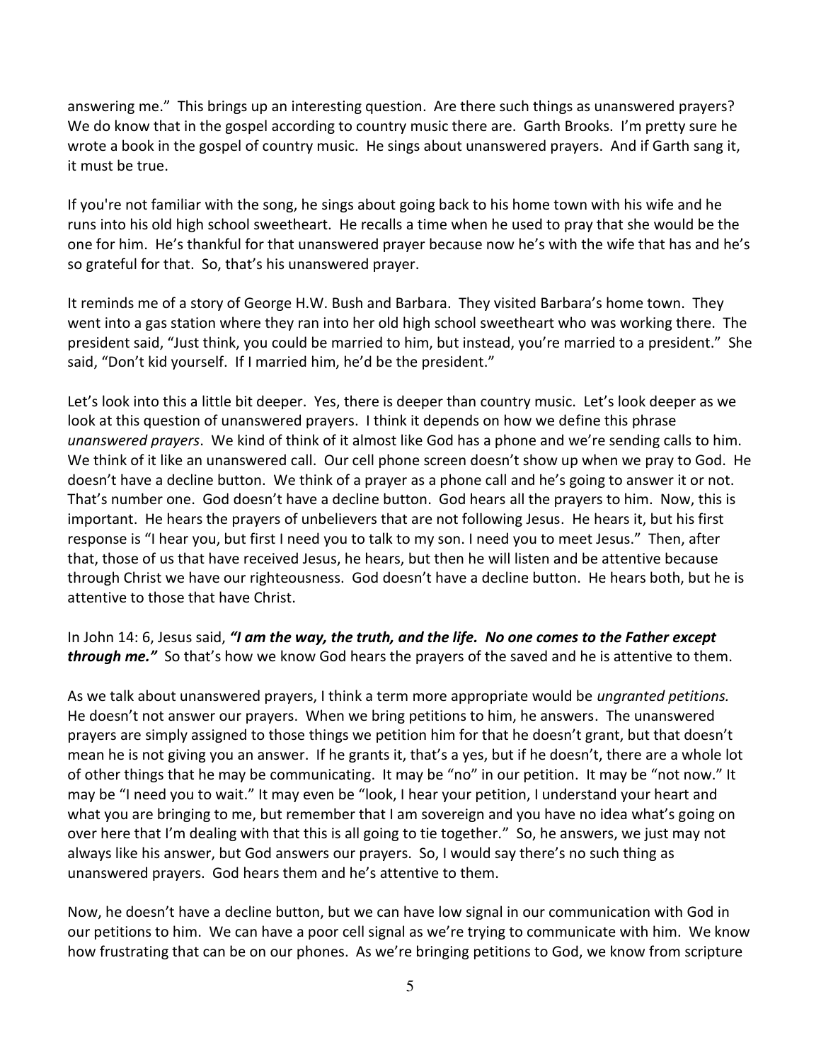answering me." This brings up an interesting question. Are there such things as unanswered prayers? We do know that in the gospel according to country music there are. Garth Brooks. I'm pretty sure he wrote a book in the gospel of country music. He sings about unanswered prayers. And if Garth sang it, it must be true.

If you're not familiar with the song, he sings about going back to his home town with his wife and he runs into his old high school sweetheart. He recalls a time when he used to pray that she would be the one for him. He's thankful for that unanswered prayer because now he's with the wife that has and he's so grateful for that. So, that's his unanswered prayer.

It reminds me of a story of George H.W. Bush and Barbara. They visited Barbara's home town. They went into a gas station where they ran into her old high school sweetheart who was working there. The president said, "Just think, you could be married to him, but instead, you're married to a president." She said, "Don't kid yourself. If I married him, he'd be the president."

Let's look into this a little bit deeper. Yes, there is deeper than country music. Let's look deeper as we look at this question of unanswered prayers. I think it depends on how we define this phrase *unanswered prayers*. We kind of think of it almost like God has a phone and we're sending calls to him. We think of it like an unanswered call. Our cell phone screen doesn't show up when we pray to God. He doesn't have a decline button. We think of a prayer as a phone call and he's going to answer it or not. That's number one. God doesn't have a decline button. God hears all the prayers to him. Now, this is important. He hears the prayers of unbelievers that are not following Jesus. He hears it, but his first response is "I hear you, but first I need you to talk to my son. I need you to meet Jesus." Then, after that, those of us that have received Jesus, he hears, but then he will listen and be attentive because through Christ we have our righteousness. God doesn't have a decline button. He hears both, but he is attentive to those that have Christ.

In John 14: 6, Jesus said, ***"I am the way, the truth, and the life. No one comes to the Father except through me."*** So that's how we know God hears the prayers of the saved and he is attentive to them.

As we talk about unanswered prayers, I think a term more appropriate would be *ungranted petitions.* He doesn't not answer our prayers. When we bring petitions to him, he answers. The unanswered prayers are simply assigned to those things we petition him for that he doesn't grant, but that doesn't mean he is not giving you an answer. If he grants it, that's a yes, but if he doesn't, there are a whole lot of other things that he may be communicating. It may be "no" in our petition. It may be "not now." It may be "I need you to wait." It may even be "look, I hear your petition, I understand your heart and what you are bringing to me, but remember that I am sovereign and you have no idea what's going on over here that I'm dealing with that this is all going to tie together." So, he answers, we just may not always like his answer, but God answers our prayers. So, I would say there's no such thing as unanswered prayers. God hears them and he's attentive to them.

Now, he doesn't have a decline button, but we can have low signal in our communication with God in our petitions to him. We can have a poor cell signal as we're trying to communicate with him. We know how frustrating that can be on our phones. As we're bringing petitions to God, we know from scripture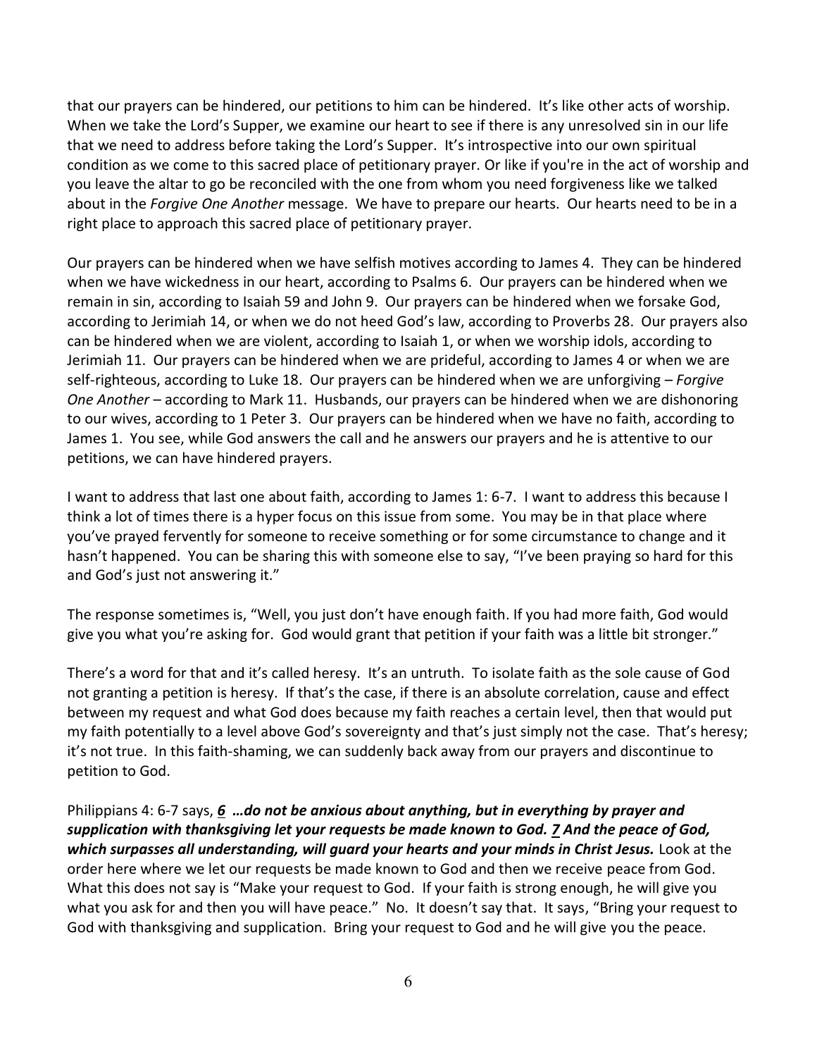that our prayers can be hindered, our petitions to him can be hindered. It's like other acts of worship. When we take the Lord's Supper, we examine our heart to see if there is any unresolved sin in our life that we need to address before taking the Lord's Supper. It's introspective into our own spiritual condition as we come to this sacred place of petitionary prayer. Or like if you're in the act of worship and you leave the altar to go be reconciled with the one from whom you need forgiveness like we talked about in the *Forgive One Another* message. We have to prepare our hearts. Our hearts need to be in a right place to approach this sacred place of petitionary prayer.

Our prayers can be hindered when we have selfish motives according to James 4. They can be hindered when we have wickedness in our heart, according to Psalms 6. Our prayers can be hindered when we remain in sin, according to Isaiah 59 and John 9. Our prayers can be hindered when we forsake God, according to Jerimiah 14, or when we do not heed God's law, according to Proverbs 28. Our prayers also can be hindered when we are violent, according to Isaiah 1, or when we worship idols, according to Jerimiah 11. Our prayers can be hindered when we are prideful, according to James 4 or when we are self-righteous, according to Luke 18. Our prayers can be hindered when we are unforgiving – *Forgive One Another* – according to Mark 11. Husbands, our prayers can be hindered when we are dishonoring to our wives, according to 1 Peter 3. Our prayers can be hindered when we have no faith, according to James 1. You see, while God answers the call and he answers our prayers and he is attentive to our petitions, we can have hindered prayers.

I want to address that last one about faith, according to James 1: 6-7. I want to address this because I think a lot of times there is a hyper focus on this issue from some. You may be in that place where you've prayed fervently for someone to receive something or for some circumstance to change and it hasn't happened. You can be sharing this with someone else to say, "I've been praying so hard for this and God's just not answering it."

The response sometimes is, "Well, you just don't have enough faith. If you had more faith, God would give you what you're asking for. God would grant that petition if your faith was a little bit stronger."

There's a word for that and it's called heresy. It's an untruth. To isolate faith as the sole cause of God not granting a petition is heresy. If that's the case, if there is an absolute correlation, cause and effect between my request and what God does because my faith reaches a certain level, then that would put my faith potentially to a level above God's sovereignty and that's just simply not the case. That's heresy; it's not true. In this faith-shaming, we can suddenly back away from our prayers and discontinue to petition to God.

Philippians 4: 6-7 says, ***6 …do not be anxious about anything, but in everything by prayer and supplication with thanksgiving let your requests be made known to God. 7 And the peace of God, which surpasses all understanding, will guard your hearts and your minds in Christ Jesus.*** Look at the order here where we let our requests be made known to God and then we receive peace from God. What this does not say is "Make your request to God. If your faith is strong enough, he will give you what you ask for and then you will have peace." No. It doesn't say that. It says, "Bring your request to God with thanksgiving and supplication. Bring your request to God and he will give you the peace.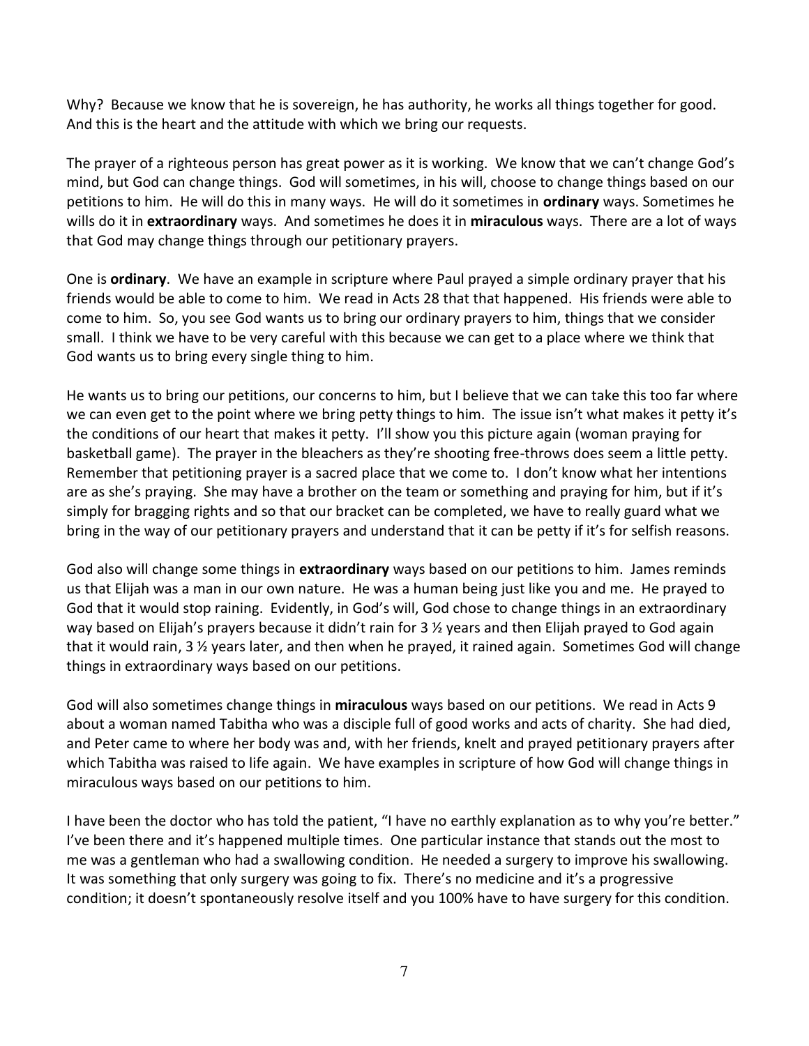Why? Because we know that he is sovereign, he has authority, he works all things together for good. And this is the heart and the attitude with which we bring our requests.

The prayer of a righteous person has great power as it is working. We know that we can't change God's mind, but God can change things. God will sometimes, in his will, choose to change things based on our petitions to him. He will do this in many ways. He will do it sometimes in **ordinary** ways. Sometimes he wills do it in **extraordinary** ways. And sometimes he does it in **miraculous** ways. There are a lot of ways that God may change things through our petitionary prayers.

One is **ordinary**. We have an example in scripture where Paul prayed a simple ordinary prayer that his friends would be able to come to him. We read in Acts 28 that that happened. His friends were able to come to him. So, you see God wants us to bring our ordinary prayers to him, things that we consider small. I think we have to be very careful with this because we can get to a place where we think that God wants us to bring every single thing to him.

He wants us to bring our petitions, our concerns to him, but I believe that we can take this too far where we can even get to the point where we bring petty things to him. The issue isn't what makes it petty it's the conditions of our heart that makes it petty. I'll show you this picture again (woman praying for basketball game). The prayer in the bleachers as they're shooting free-throws does seem a little petty. Remember that petitioning prayer is a sacred place that we come to. I don't know what her intentions are as she's praying. She may have a brother on the team or something and praying for him, but if it's simply for bragging rights and so that our bracket can be completed, we have to really guard what we bring in the way of our petitionary prayers and understand that it can be petty if it's for selfish reasons.

God also will change some things in **extraordinary** ways based on our petitions to him. James reminds us that Elijah was a man in our own nature. He was a human being just like you and me. He prayed to God that it would stop raining. Evidently, in God's will, God chose to change things in an extraordinary way based on Elijah's prayers because it didn't rain for 3 ½ years and then Elijah prayed to God again that it would rain, 3 ½ years later, and then when he prayed, it rained again. Sometimes God will change things in extraordinary ways based on our petitions.

God will also sometimes change things in **miraculous** ways based on our petitions. We read in Acts 9 about a woman named Tabitha who was a disciple full of good works and acts of charity. She had died, and Peter came to where her body was and, with her friends, knelt and prayed petitionary prayers after which Tabitha was raised to life again. We have examples in scripture of how God will change things in miraculous ways based on our petitions to him.

I have been the doctor who has told the patient, "I have no earthly explanation as to why you're better." I've been there and it's happened multiple times. One particular instance that stands out the most to me was a gentleman who had a swallowing condition. He needed a surgery to improve his swallowing. It was something that only surgery was going to fix. There's no medicine and it's a progressive condition; it doesn't spontaneously resolve itself and you 100% have to have surgery for this condition.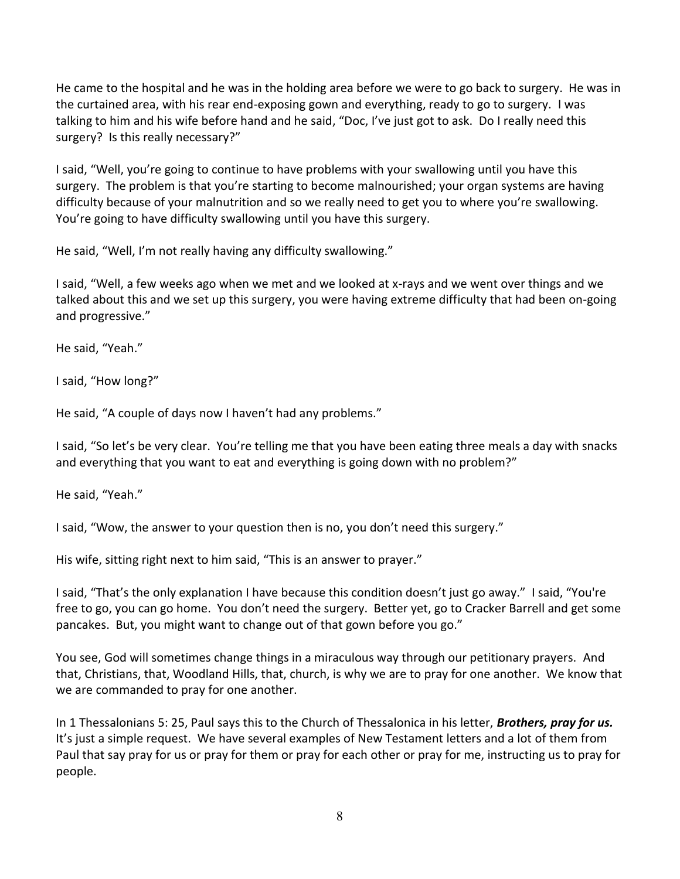He came to the hospital and he was in the holding area before we were to go back to surgery. He was in the curtained area, with his rear end-exposing gown and everything, ready to go to surgery. I was talking to him and his wife before hand and he said, "Doc, I've just got to ask. Do I really need this surgery? Is this really necessary?"

I said, "Well, you're going to continue to have problems with your swallowing until you have this surgery. The problem is that you're starting to become malnourished; your organ systems are having difficulty because of your malnutrition and so we really need to get you to where you're swallowing. You're going to have difficulty swallowing until you have this surgery.

He said, "Well, I'm not really having any difficulty swallowing."

I said, "Well, a few weeks ago when we met and we looked at x-rays and we went over things and we talked about this and we set up this surgery, you were having extreme difficulty that had been on-going and progressive."

He said, "Yeah."

I said, "How long?"

He said, "A couple of days now I haven't had any problems."

I said, "So let's be very clear. You're telling me that you have been eating three meals a day with snacks and everything that you want to eat and everything is going down with no problem?"

He said, "Yeah."

I said, "Wow, the answer to your question then is no, you don't need this surgery."

His wife, sitting right next to him said, "This is an answer to prayer."

I said, "That's the only explanation I have because this condition doesn't just go away." I said, "You're free to go, you can go home. You don't need the surgery. Better yet, go to Cracker Barrell and get some pancakes. But, you might want to change out of that gown before you go."

You see, God will sometimes change things in a miraculous way through our petitionary prayers. And that, Christians, that, Woodland Hills, that, church, is why we are to pray for one another. We know that we are commanded to pray for one another.

In 1 Thessalonians 5: 25, Paul says this to the Church of Thessalonica in his letter, ***Brothers, pray for us.*** It's just a simple request. We have several examples of New Testament letters and a lot of them from Paul that say pray for us or pray for them or pray for each other or pray for me, instructing us to pray for people.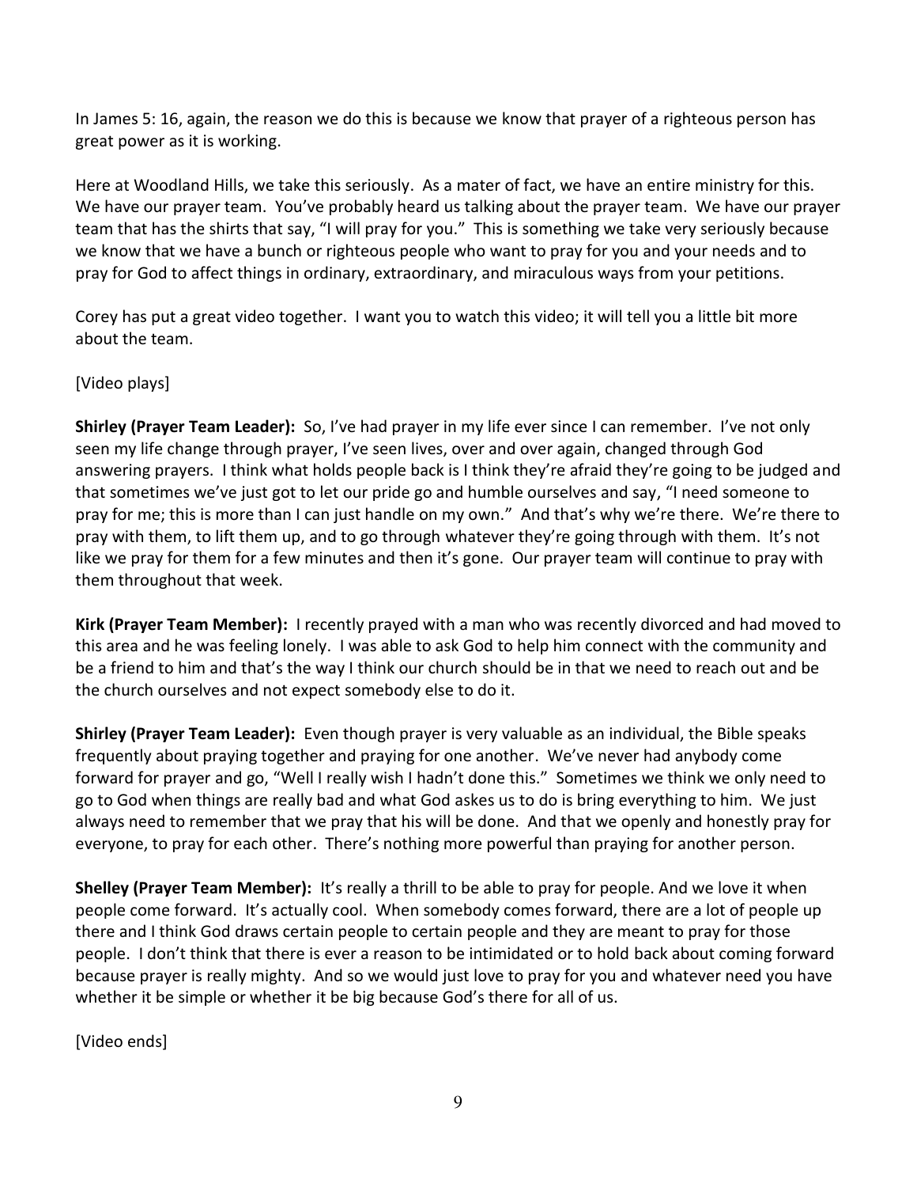In James 5: 16, again, the reason we do this is because we know that prayer of a righteous person has great power as it is working.

Here at Woodland Hills, we take this seriously. As a mater of fact, we have an entire ministry for this. We have our prayer team. You've probably heard us talking about the prayer team. We have our prayer team that has the shirts that say, "I will pray for you." This is something we take very seriously because we know that we have a bunch or righteous people who want to pray for you and your needs and to pray for God to affect things in ordinary, extraordinary, and miraculous ways from your petitions.

Corey has put a great video together. I want you to watch this video; it will tell you a little bit more about the team.

[Video plays]

**Shirley (Prayer Team Leader):** So, I've had prayer in my life ever since I can remember. I've not only seen my life change through prayer, I've seen lives, over and over again, changed through God answering prayers. I think what holds people back is I think they're afraid they're going to be judged and that sometimes we've just got to let our pride go and humble ourselves and say, "I need someone to pray for me; this is more than I can just handle on my own." And that's why we're there. We're there to pray with them, to lift them up, and to go through whatever they're going through with them. It's not like we pray for them for a few minutes and then it's gone. Our prayer team will continue to pray with them throughout that week.

**Kirk (Prayer Team Member):** I recently prayed with a man who was recently divorced and had moved to this area and he was feeling lonely. I was able to ask God to help him connect with the community and be a friend to him and that's the way I think our church should be in that we need to reach out and be the church ourselves and not expect somebody else to do it.

**Shirley (Prayer Team Leader):** Even though prayer is very valuable as an individual, the Bible speaks frequently about praying together and praying for one another. We've never had anybody come forward for prayer and go, "Well I really wish I hadn't done this." Sometimes we think we only need to go to God when things are really bad and what God askes us to do is bring everything to him. We just always need to remember that we pray that his will be done. And that we openly and honestly pray for everyone, to pray for each other. There's nothing more powerful than praying for another person.

**Shelley (Prayer Team Member):** It's really a thrill to be able to pray for people. And we love it when people come forward. It's actually cool. When somebody comes forward, there are a lot of people up there and I think God draws certain people to certain people and they are meant to pray for those people. I don't think that there is ever a reason to be intimidated or to hold back about coming forward because prayer is really mighty. And so we would just love to pray for you and whatever need you have whether it be simple or whether it be big because God's there for all of us.

[Video ends]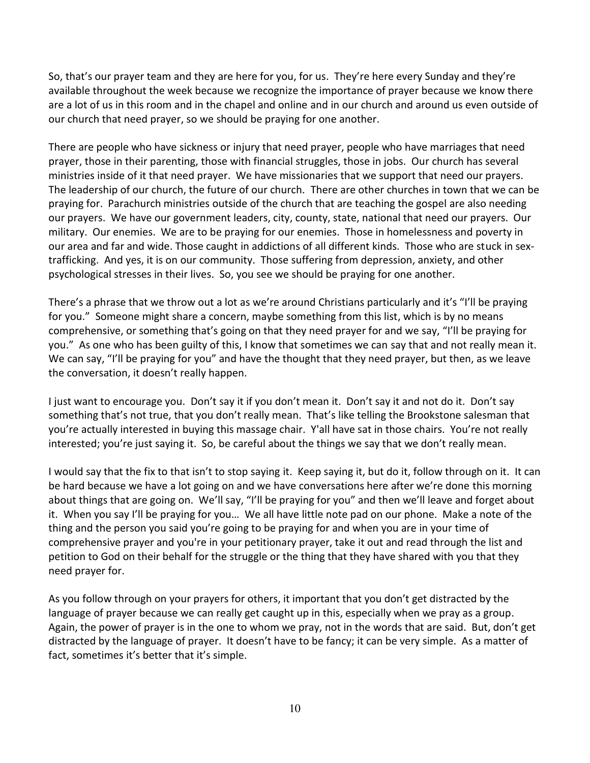So, that's our prayer team and they are here for you, for us. They're here every Sunday and they're available throughout the week because we recognize the importance of prayer because we know there are a lot of us in this room and in the chapel and online and in our church and around us even outside of our church that need prayer, so we should be praying for one another.

There are people who have sickness or injury that need prayer, people who have marriages that need prayer, those in their parenting, those with financial struggles, those in jobs. Our church has several ministries inside of it that need prayer. We have missionaries that we support that need our prayers. The leadership of our church, the future of our church. There are other churches in town that we can be praying for. Parachurch ministries outside of the church that are teaching the gospel are also needing our prayers. We have our government leaders, city, county, state, national that need our prayers. Our military. Our enemies. We are to be praying for our enemies. Those in homelessness and poverty in our area and far and wide. Those caught in addictions of all different kinds. Those who are stuck in sex-trafficking. And yes, it is on our community. Those suffering from depression, anxiety, and other psychological stresses in their lives. So, you see we should be praying for one another.

There's a phrase that we throw out a lot as we're around Christians particularly and it's "I'll be praying for you." Someone might share a concern, maybe something from this list, which is by no means comprehensive, or something that's going on that they need prayer for and we say, "I'll be praying for you." As one who has been guilty of this, I know that sometimes we can say that and not really mean it. We can say, "I'll be praying for you" and have the thought that they need prayer, but then, as we leave the conversation, it doesn't really happen.

I just want to encourage you. Don't say it if you don't mean it. Don't say it and not do it. Don't say something that's not true, that you don't really mean. That's like telling the Brookstone salesman that you're actually interested in buying this massage chair. Y'all have sat in those chairs. You're not really interested; you're just saying it. So, be careful about the things we say that we don't really mean.

I would say that the fix to that isn't to stop saying it. Keep saying it, but do it, follow through on it. It can be hard because we have a lot going on and we have conversations here after we're done this morning about things that are going on. We'll say, "I'll be praying for you" and then we'll leave and forget about it. When you say I'll be praying for you… We all have little note pad on our phone. Make a note of the thing and the person you said you're going to be praying for and when you are in your time of comprehensive prayer and you're in your petitionary prayer, take it out and read through the list and petition to God on their behalf for the struggle or the thing that they have shared with you that they need prayer for.

As you follow through on your prayers for others, it important that you don't get distracted by the language of prayer because we can really get caught up in this, especially when we pray as a group. Again, the power of prayer is in the one to whom we pray, not in the words that are said. But, don't get distracted by the language of prayer. It doesn't have to be fancy; it can be very simple. As a matter of fact, sometimes it's better that it's simple.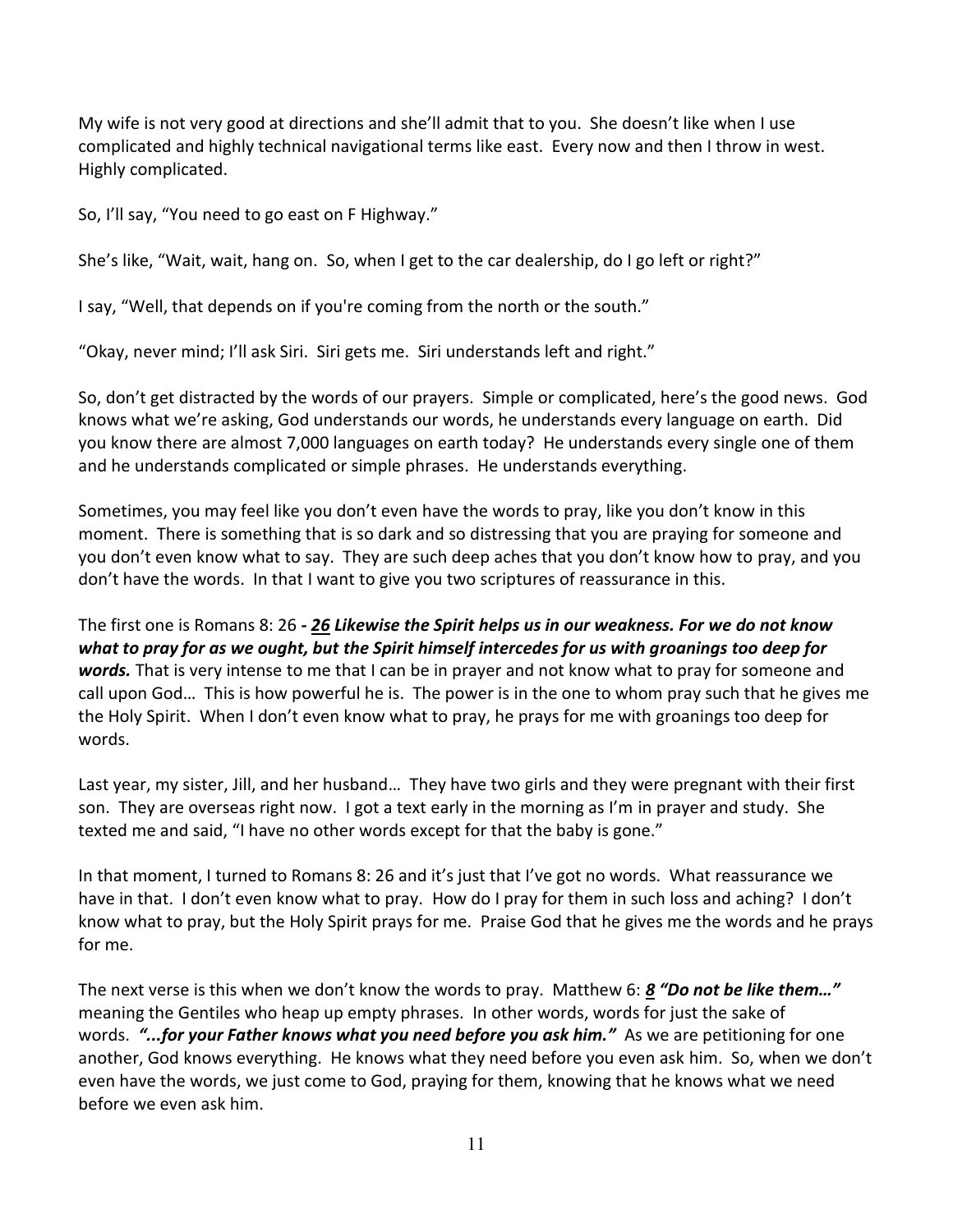My wife is not very good at directions and she'll admit that to you. She doesn't like when I use complicated and highly technical navigational terms like east. Every now and then I throw in west. Highly complicated.

So, I'll say, "You need to go east on F Highway."

She's like, "Wait, wait, hang on. So, when I get to the car dealership, do I go left or right?"

I say, "Well, that depends on if you're coming from the north or the south."

"Okay, never mind; I'll ask Siri. Siri gets me. Siri understands left and right."

So, don't get distracted by the words of our prayers. Simple or complicated, here's the good news. God knows what we're asking, God understands our words, he understands every language on earth. Did you know there are almost 7,000 languages on earth today? He understands every single one of them and he understands complicated or simple phrases. He understands everything.

Sometimes, you may feel like you don't even have the words to pray, like you don't know in this moment. There is something that is so dark and so distressing that you are praying for someone and you don't even know what to say. They are such deep aches that you don't know how to pray, and you don't have the words. In that I want to give you two scriptures of reassurance in this.

The first one is Romans 8: 26 ***- <u>26</u> Likewise the Spirit helps us in our weakness. For we do not know what to pray for as we ought, but the Spirit himself intercedes for us with groanings too deep for words.*** That is very intense to me that I can be in prayer and not know what to pray for someone and call upon God… This is how powerful he is. The power is in the one to whom pray such that he gives me the Holy Spirit. When I don't even know what to pray, he prays for me with groanings too deep for words.

Last year, my sister, Jill, and her husband… They have two girls and they were pregnant with their first son. They are overseas right now. I got a text early in the morning as I'm in prayer and study. She texted me and said, "I have no other words except for that the baby is gone."

In that moment, I turned to Romans 8: 26 and it's just that I've got no words. What reassurance we have in that. I don't even know what to pray. How do I pray for them in such loss and aching? I don't know what to pray, but the Holy Spirit prays for me. Praise God that he gives me the words and he prays for me.

The next verse is this when we don't know the words to pray. Matthew 6: ***<u>8</u> "Do not be like them…"*** meaning the Gentiles who heap up empty phrases. In other words, words for just the sake of words. ***"...for your Father knows what you need before you ask him."*** As we are petitioning for one another, God knows everything. He knows what they need before you even ask him. So, when we don't even have the words, we just come to God, praying for them, knowing that he knows what we need before we even ask him.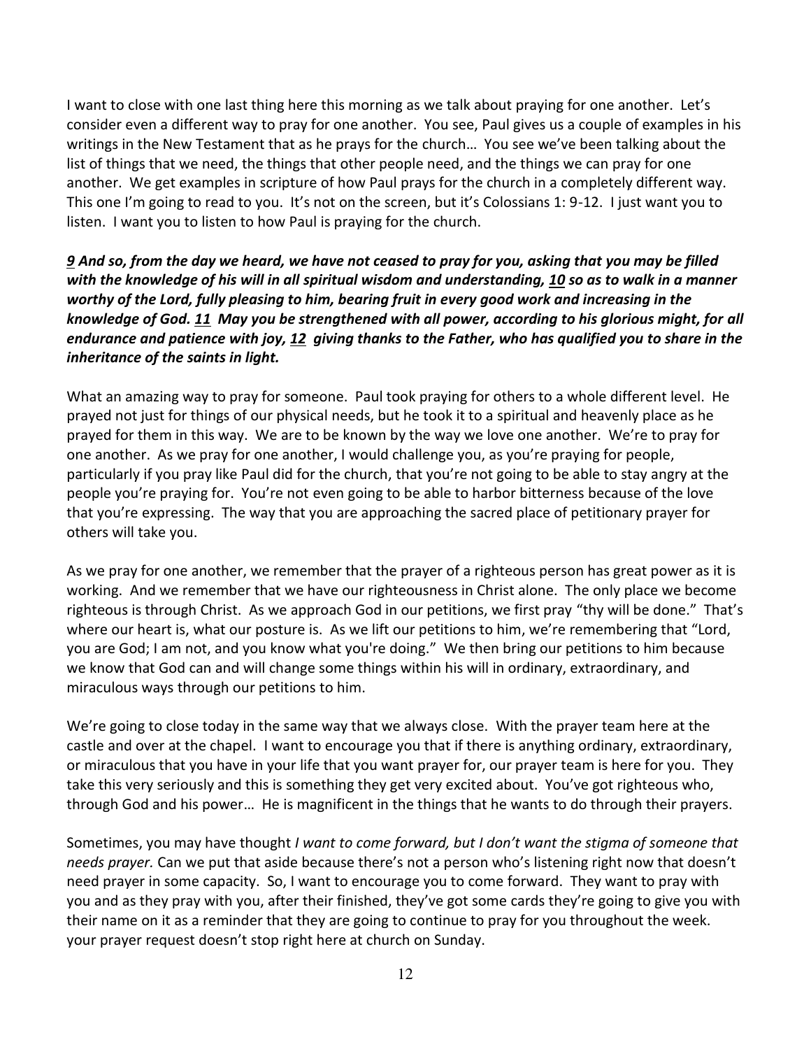I want to close with one last thing here this morning as we talk about praying for one another. Let's consider even a different way to pray for one another. You see, Paul gives us a couple of examples in his writings in the New Testament that as he prays for the church… You see we've been talking about the list of things that we need, the things that other people need, and the things we can pray for one another. We get examples in scripture of how Paul prays for the church in a completely different way. This one I'm going to read to you. It's not on the screen, but it's Colossians 1: 9-12. I just want you to listen. I want you to listen to how Paul is praying for the church.

***9** **And so, from the day we heard, we have not ceased to pray for you, asking that you may be filled with the knowledge of his will in all spiritual wisdom and understanding,** ***10*** **so as to walk in a manner worthy of the Lord, fully pleasing to him, bearing fruit in every good work and increasing in the knowledge of God.** ***11*** **May you be strengthened with all power, according to his glorious might, for all endurance and patience with joy,** ***12*** **giving thanks to the Father, who has qualified you to share in the inheritance of the saints in light.***

What an amazing way to pray for someone. Paul took praying for others to a whole different level. He prayed not just for things of our physical needs, but he took it to a spiritual and heavenly place as he prayed for them in this way. We are to be known by the way we love one another. We're to pray for one another. As we pray for one another, I would challenge you, as you're praying for people, particularly if you pray like Paul did for the church, that you're not going to be able to stay angry at the people you're praying for. You're not even going to be able to harbor bitterness because of the love that you're expressing. The way that you are approaching the sacred place of petitionary prayer for others will take you.

As we pray for one another, we remember that the prayer of a righteous person has great power as it is working. And we remember that we have our righteousness in Christ alone. The only place we become righteous is through Christ. As we approach God in our petitions, we first pray "thy will be done." That's where our heart is, what our posture is. As we lift our petitions to him, we're remembering that "Lord, you are God; I am not, and you know what you're doing." We then bring our petitions to him because we know that God can and will change some things within his will in ordinary, extraordinary, and miraculous ways through our petitions to him.

We're going to close today in the same way that we always close. With the prayer team here at the castle and over at the chapel. I want to encourage you that if there is anything ordinary, extraordinary, or miraculous that you have in your life that you want prayer for, our prayer team is here for you. They take this very seriously and this is something they get very excited about. You've got righteous who, through God and his power… He is magnificent in the things that he wants to do through their prayers.

Sometimes, you may have thought *I want to come forward, but I don't want the stigma of someone that needs prayer.* Can we put that aside because there's not a person who's listening right now that doesn't need prayer in some capacity. So, I want to encourage you to come forward. They want to pray with you and as they pray with you, after their finished, they've got some cards they're going to give you with their name on it as a reminder that they are going to continue to pray for you throughout the week. your prayer request doesn't stop right here at church on Sunday.